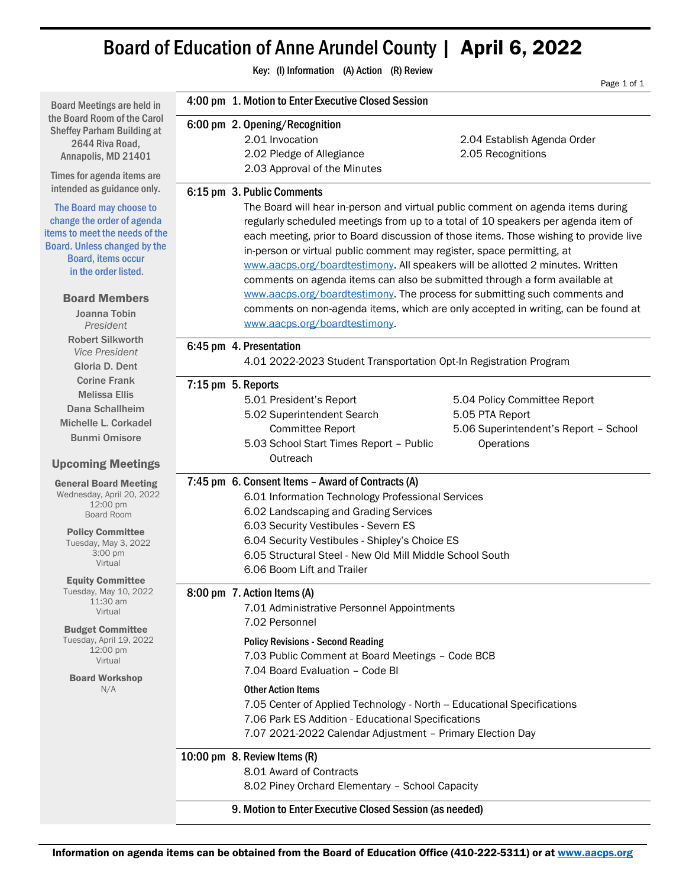# Board of Education of Anne Arundel County | April 6, 2022

**Key: (I) Information (A) Action (R) Review**

Board Meetings are held in the Board Room of the Carol Sheffey Parham Building at 2644 Riva Road, Annapolis, MD 21401

Times for agenda items are intended as guidance only.

The Board may choose to change the order of agenda items to meet the needs of the Board. Unless changed by the Board, items occur in the order listed.

## Board Members

Joanna Tobin
*President*

Robert Silkworth
*Vice President*

Gloria D. Dent

Corine Frank

Melissa Ellis

Dana Schallheim

Michelle L. Corkadel

Bunmi Omisore

## Upcoming Meetings

**General Board Meeting**
Wednesday, April 20, 2022
12:00 pm
Board Room

**Policy Committee**
Tuesday, May 3, 2022
3:00 pm
Virtual

**Equity Committee**
Tuesday, May 10, 2022
11:30 am
Virtual

**Budget Committee**
Tuesday, April 19, 2022
12:00 pm
Virtual

**Board Workshop**
N/A

---

**4:00 pm 1. Motion to Enter Executive Closed Session**

**6:00 pm 2. Opening/Recognition**

- 2.01 Invocation
- 2.02 Pledge of Allegiance
- 2.03 Approval of the Minutes
- 2.04 Establish Agenda Order
- 2.05 Recognitions

**6:15 pm 3. Public Comments**

The Board will hear in-person and virtual public comment on agenda items during regularly scheduled meetings from up to a total of 10 speakers per agenda item of each meeting, prior to Board discussion of those items. Those wishing to provide live in-person or virtual public comment may register, space permitting, at www.aacps.org/boardtestimony. All speakers will be allotted 2 minutes. Written comments on agenda items can also be submitted through a form available at www.aacps.org/boardtestimony. The process for submitting such comments and comments on non-agenda items, which are only accepted in writing, can be found at www.aacps.org/boardtestimony.

**6:45 pm 4. Presentation**

- 4.01 2022-2023 Student Transportation Opt-In Registration Program

**7:15 pm 5. Reports**

- 5.01 President's Report
- 5.02 Superintendent Search Committee Report
- 5.03 School Start Times Report – Public Outreach
- 5.04 Policy Committee Report
- 5.05 PTA Report
- 5.06 Superintendent's Report – School Operations

**7:45 pm 6. Consent Items – Award of Contracts (A)**

- 6.01 Information Technology Professional Services
- 6.02 Landscaping and Grading Services
- 6.03 Security Vestibules - Severn ES
- 6.04 Security Vestibules - Shipley's Choice ES
- 6.05 Structural Steel - New Old Mill Middle School South
- 6.06 Boom Lift and Trailer

**8:00 pm 7. Action Items (A)**

- 7.01 Administrative Personnel Appointments
- 7.02 Personnel

**Policy Revisions - Second Reading**

- 7.03 Public Comment at Board Meetings – Code BCB
- 7.04 Board Evaluation – Code BI

**Other Action Items**

- 7.05 Center of Applied Technology - North -- Educational Specifications
- 7.06 Park ES Addition - Educational Specifications
- 7.07 2021-2022 Calendar Adjustment – Primary Election Day

**10:00 pm 8. Review Items (R)**

- 8.01 Award of Contracts
- 8.02 Piney Orchard Elementary – School Capacity

**9. Motion to Enter Executive Closed Session (as needed)**

---

**Information on agenda items can be obtained from the Board of Education Office (410-222-5311) or at www.aacps.org**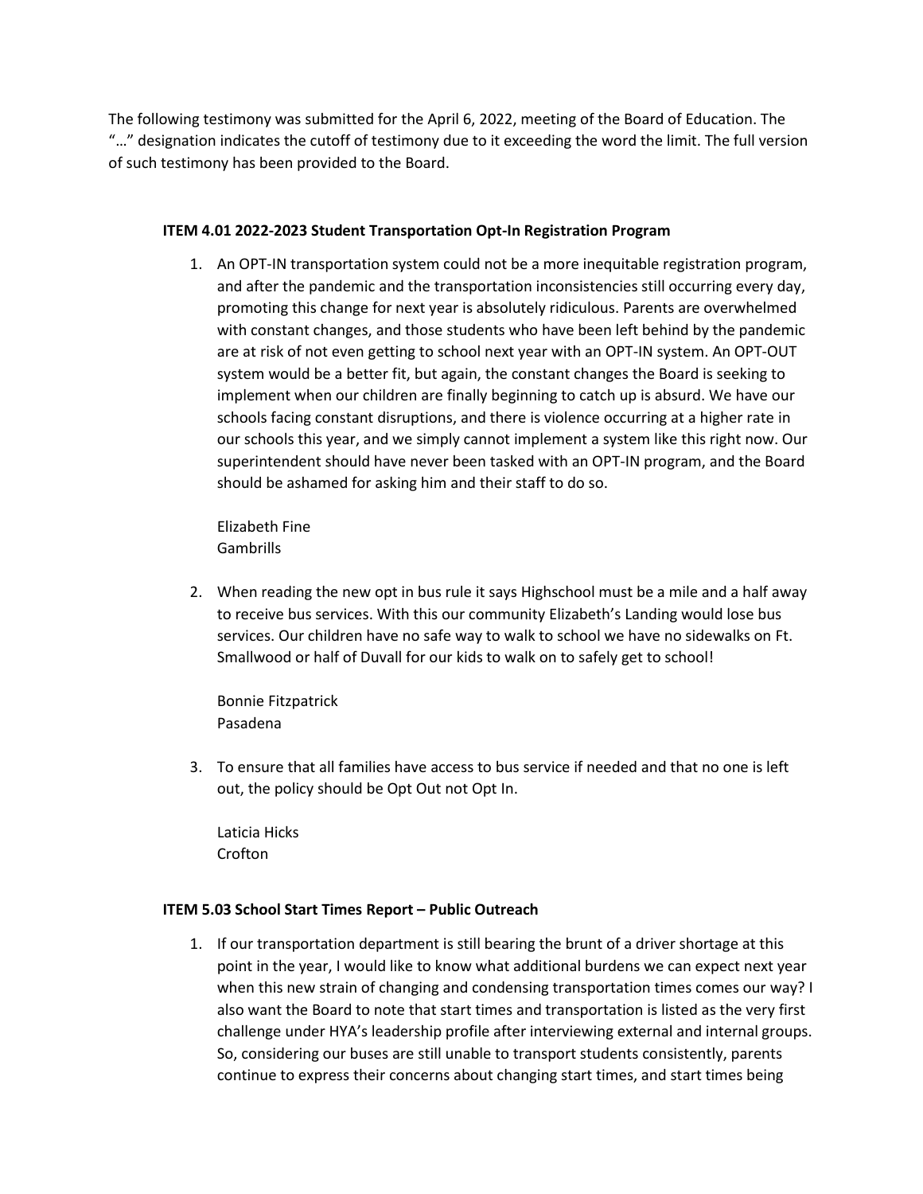The following testimony was submitted for the April 6, 2022, meeting of the Board of Education. The "…" designation indicates the cutoff of testimony due to it exceeding the word the limit. The full version of such testimony has been provided to the Board.

**ITEM 4.01 2022-2023 Student Transportation Opt-In Registration Program**

1. An OPT-IN transportation system could not be a more inequitable registration program, and after the pandemic and the transportation inconsistencies still occurring every day, promoting this change for next year is absolutely ridiculous. Parents are overwhelmed with constant changes, and those students who have been left behind by the pandemic are at risk of not even getting to school next year with an OPT-IN system. An OPT-OUT system would be a better fit, but again, the constant changes the Board is seeking to implement when our children are finally beginning to catch up is absurd. We have our schools facing constant disruptions, and there is violence occurring at a higher rate in our schools this year, and we simply cannot implement a system like this right now. Our superintendent should have never been tasked with an OPT-IN program, and the Board should be ashamed for asking him and their staff to do so.

   Elizabeth Fine
   Gambrills

2. When reading the new opt in bus rule it says Highschool must be a mile and a half away to receive bus services. With this our community Elizabeth's Landing would lose bus services. Our children have no safe way to walk to school we have no sidewalks on Ft. Smallwood or half of Duvall for our kids to walk on to safely get to school!

   Bonnie Fitzpatrick
   Pasadena

3. To ensure that all families have access to bus service if needed and that no one is left out, the policy should be Opt Out not Opt In.

   Laticia Hicks
   Crofton

**ITEM 5.03 School Start Times Report – Public Outreach**

1. If our transportation department is still bearing the brunt of a driver shortage at this point in the year, I would like to know what additional burdens we can expect next year when this new strain of changing and condensing transportation times comes our way? I also want the Board to note that start times and transportation is listed as the very first challenge under HYA's leadership profile after interviewing external and internal groups. So, considering our buses are still unable to transport students consistently, parents continue to express their concerns about changing start times, and start times being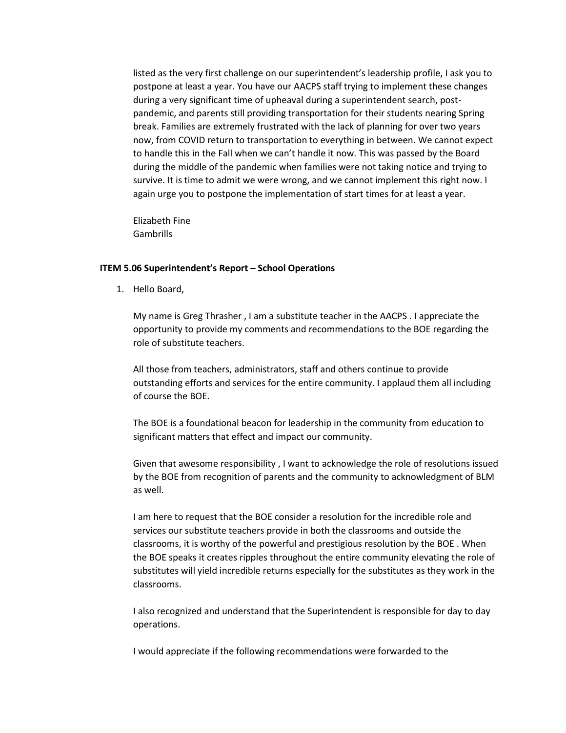listed as the very first challenge on our superintendent's leadership profile, I ask you to postpone at least a year. You have our AACPS staff trying to implement these changes during a very significant time of upheaval during a superintendent search, post-pandemic, and parents still providing transportation for their students nearing Spring break. Families are extremely frustrated with the lack of planning for over two years now, from COVID return to transportation to everything in between. We cannot expect to handle this in the Fall when we can't handle it now. This was passed by the Board during the middle of the pandemic when families were not taking notice and trying to survive. It is time to admit we were wrong, and we cannot implement this right now. I again urge you to postpone the implementation of start times for at least a year.

Elizabeth Fine
Gambrills

**ITEM 5.06 Superintendent's Report – School Operations**

1. Hello Board,

   My name is Greg Thrasher , I am a substitute teacher in the AACPS . I appreciate the opportunity to provide my comments and recommendations to the BOE regarding the role of substitute teachers.

   All those from teachers, administrators, staff and others continue to provide outstanding efforts and services for the entire community. I applaud them all including of course the BOE.

   The BOE is a foundational beacon for leadership in the community from education to significant matters that effect and impact our community.

   Given that awesome responsibility , I want to acknowledge the role of resolutions issued by the BOE from recognition of parents and the community to acknowledgment of BLM as well.

   I am here to request that the BOE consider a resolution for the incredible role and services our substitute teachers provide in both the classrooms and outside the classrooms, it is worthy of the powerful and prestigious resolution by the BOE . When the BOE speaks it creates ripples throughout the entire community elevating the role of substitutes will yield incredible returns especially for the substitutes as they work in the classrooms.

   I also recognized and understand that the Superintendent is responsible for day to day operations.

   I would appreciate if the following recommendations were forwarded to the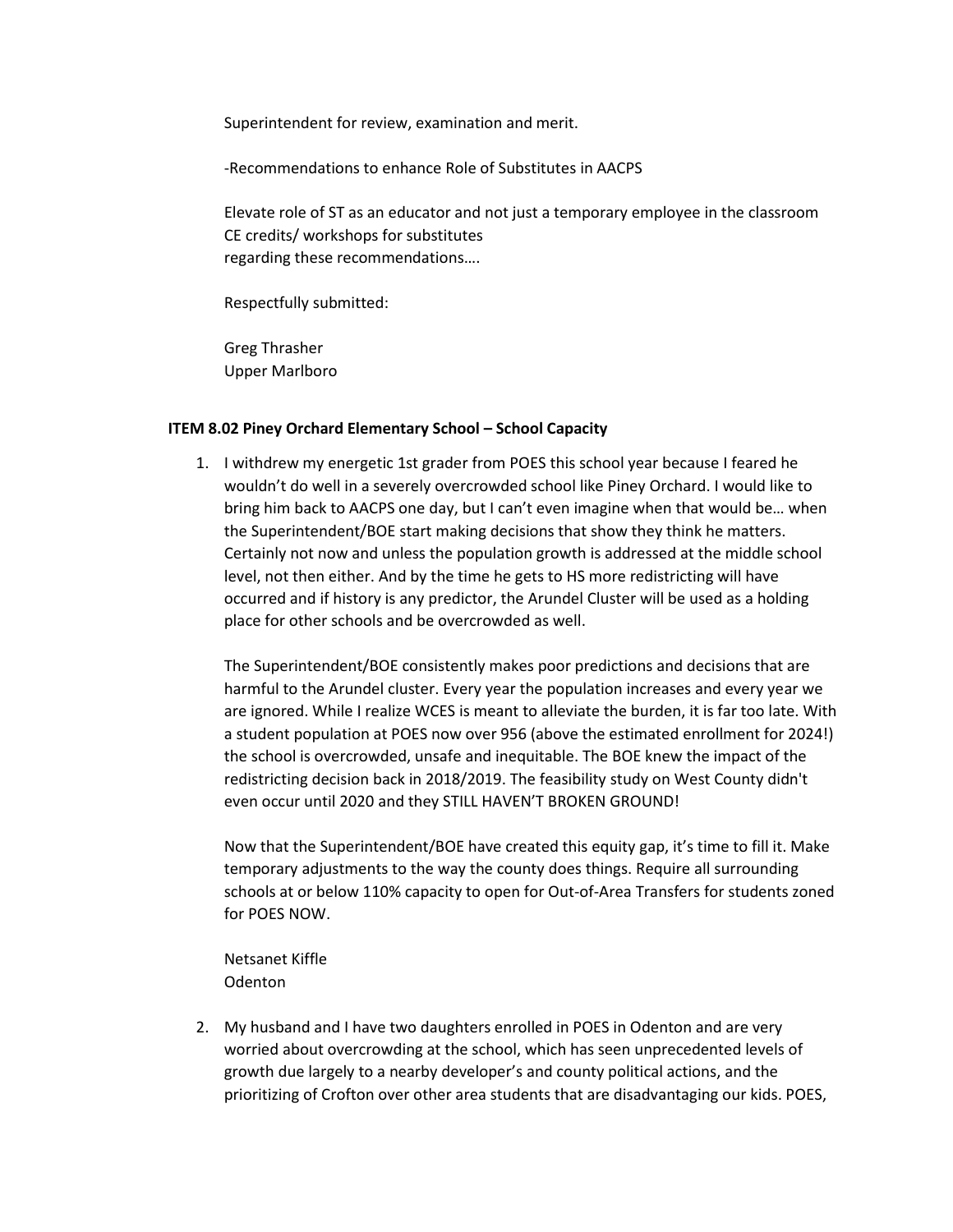Superintendent for review, examination and merit.

-Recommendations to enhance Role of Substitutes in AACPS

Elevate role of ST as an educator and not just a temporary employee in the classroom
CE credits/ workshops for substitutes
regarding these recommendations….

Respectfully submitted:

Greg Thrasher
Upper Marlboro

**ITEM 8.02 Piney Orchard Elementary School – School Capacity**

1. I withdrew my energetic 1st grader from POES this school year because I feared he wouldn't do well in a severely overcrowded school like Piney Orchard. I would like to bring him back to AACPS one day, but I can't even imagine when that would be… when the Superintendent/BOE start making decisions that show they think he matters. Certainly not now and unless the population growth is addressed at the middle school level, not then either. And by the time he gets to HS more redistricting will have occurred and if history is any predictor, the Arundel Cluster will be used as a holding place for other schools and be overcrowded as well.

   The Superintendent/BOE consistently makes poor predictions and decisions that are harmful to the Arundel cluster. Every year the population increases and every year we are ignored. While I realize WCES is meant to alleviate the burden, it is far too late. With a student population at POES now over 956 (above the estimated enrollment for 2024!) the school is overcrowded, unsafe and inequitable. The BOE knew the impact of the redistricting decision back in 2018/2019. The feasibility study on West County didn't even occur until 2020 and they STILL HAVEN'T BROKEN GROUND!

   Now that the Superintendent/BOE have created this equity gap, it's time to fill it. Make temporary adjustments to the way the county does things. Require all surrounding schools at or below 110% capacity to open for Out-of-Area Transfers for students zoned for POES NOW.

   Netsanet Kiffle
   Odenton

2. My husband and I have two daughters enrolled in POES in Odenton and are very worried about overcrowding at the school, which has seen unprecedented levels of growth due largely to a nearby developer's and county political actions, and the prioritizing of Crofton over other area students that are disadvantaging our kids. POES,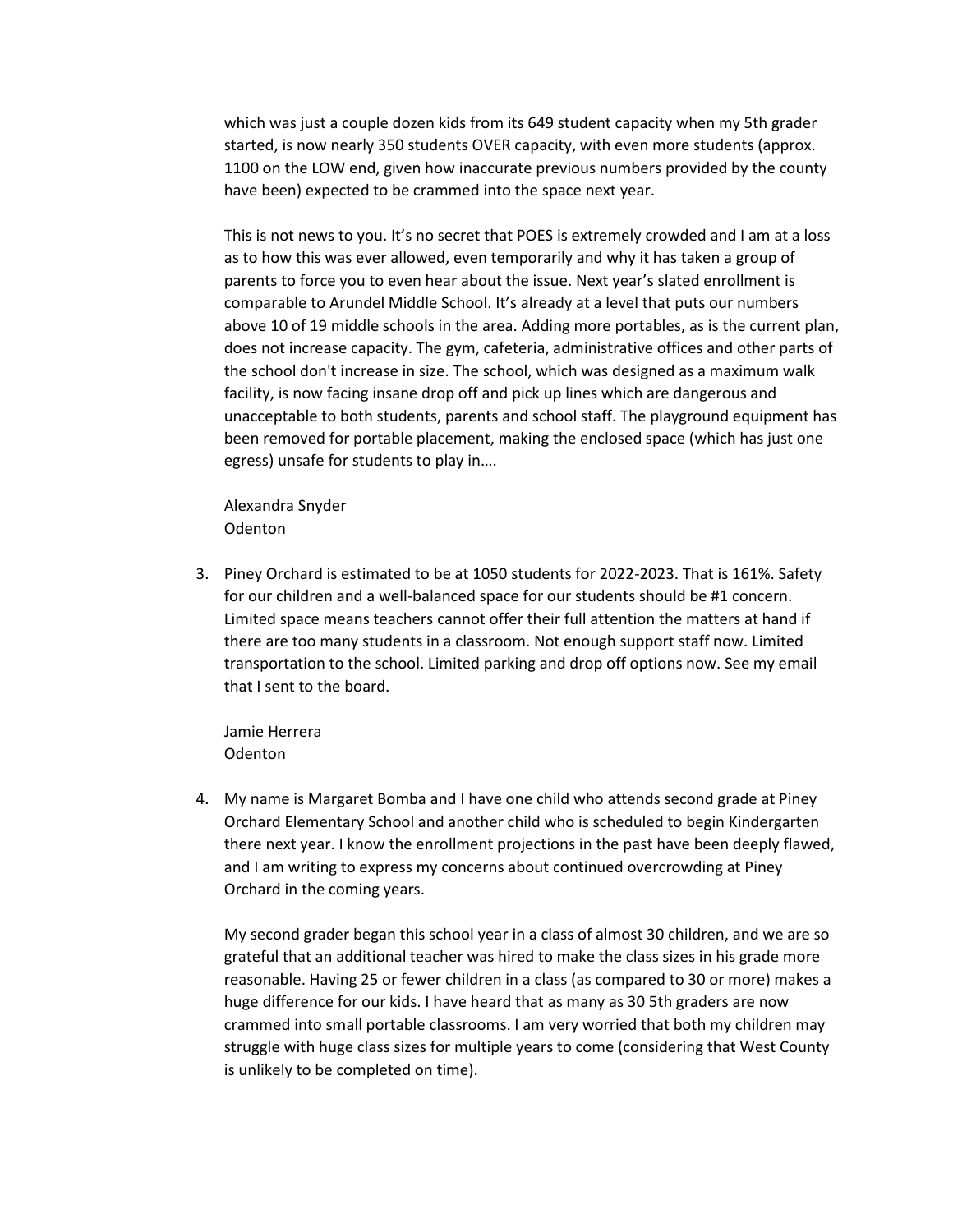which was just a couple dozen kids from its 649 student capacity when my 5th grader started, is now nearly 350 students OVER capacity, with even more students (approx. 1100 on the LOW end, given how inaccurate previous numbers provided by the county have been) expected to be crammed into the space next year.

This is not news to you. It's no secret that POES is extremely crowded and I am at a loss as to how this was ever allowed, even temporarily and why it has taken a group of parents to force you to even hear about the issue. Next year's slated enrollment is comparable to Arundel Middle School. It's already at a level that puts our numbers above 10 of 19 middle schools in the area. Adding more portables, as is the current plan, does not increase capacity. The gym, cafeteria, administrative offices and other parts of the school don't increase in size. The school, which was designed as a maximum walk facility, is now facing insane drop off and pick up lines which are dangerous and unacceptable to both students, parents and school staff. The playground equipment has been removed for portable placement, making the enclosed space (which has just one egress) unsafe for students to play in….

Alexandra Snyder
Odenton

3. Piney Orchard is estimated to be at 1050 students for 2022-2023. That is 161%. Safety for our children and a well-balanced space for our students should be #1 concern. Limited space means teachers cannot offer their full attention the matters at hand if there are too many students in a classroom. Not enough support staff now. Limited transportation to the school. Limited parking and drop off options now. See my email that I sent to the board.

   Jamie Herrera
   Odenton

4. My name is Margaret Bomba and I have one child who attends second grade at Piney Orchard Elementary School and another child who is scheduled to begin Kindergarten there next year. I know the enrollment projections in the past have been deeply flawed, and I am writing to express my concerns about continued overcrowding at Piney Orchard in the coming years.

   My second grader began this school year in a class of almost 30 children, and we are so grateful that an additional teacher was hired to make the class sizes in his grade more reasonable. Having 25 or fewer children in a class (as compared to 30 or more) makes a huge difference for our kids. I have heard that as many as 30 5th graders are now crammed into small portable classrooms. I am very worried that both my children may struggle with huge class sizes for multiple years to come (considering that West County is unlikely to be completed on time).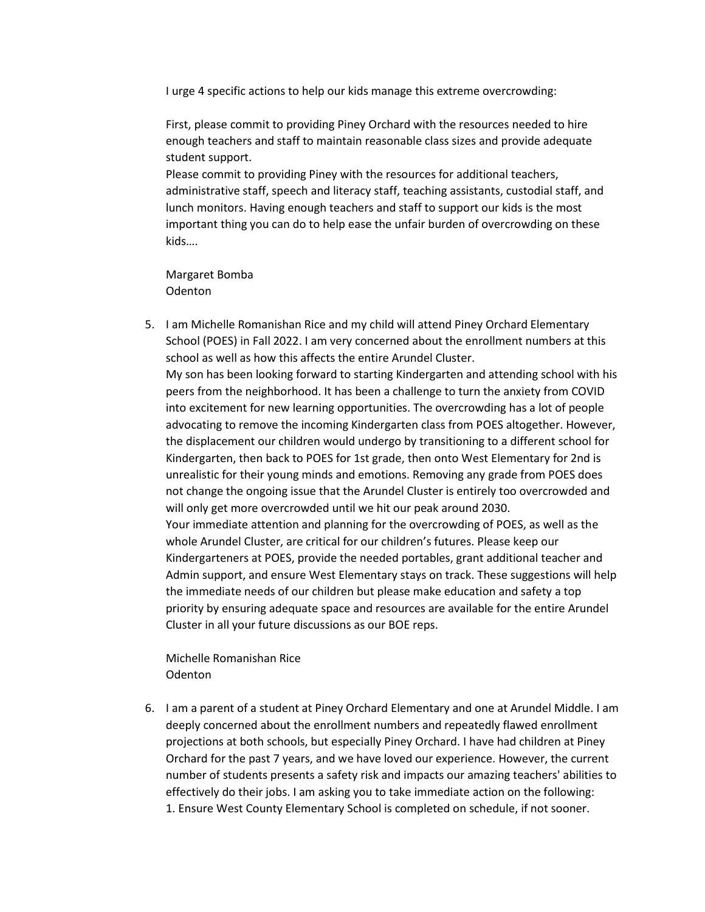I urge 4 specific actions to help our kids manage this extreme overcrowding:

First, please commit to providing Piney Orchard with the resources needed to hire enough teachers and staff to maintain reasonable class sizes and provide adequate student support.
Please commit to providing Piney with the resources for additional teachers, administrative staff, speech and literacy staff, teaching assistants, custodial staff, and lunch monitors. Having enough teachers and staff to support our kids is the most important thing you can do to help ease the unfair burden of overcrowding on these kids….

Margaret Bomba
Odenton

5. I am Michelle Romanishan Rice and my child will attend Piney Orchard Elementary School (POES) in Fall 2022. I am very concerned about the enrollment numbers at this school as well as how this affects the entire Arundel Cluster.
   My son has been looking forward to starting Kindergarten and attending school with his peers from the neighborhood. It has been a challenge to turn the anxiety from COVID into excitement for new learning opportunities. The overcrowding has a lot of people advocating to remove the incoming Kindergarten class from POES altogether. However, the displacement our children would undergo by transitioning to a different school for Kindergarten, then back to POES for 1st grade, then onto West Elementary for 2nd is unrealistic for their young minds and emotions. Removing any grade from POES does not change the ongoing issue that the Arundel Cluster is entirely too overcrowded and will only get more overcrowded until we hit our peak around 2030.
   Your immediate attention and planning for the overcrowding of POES, as well as the whole Arundel Cluster, are critical for our children's futures. Please keep our Kindergarteners at POES, provide the needed portables, grant additional teacher and Admin support, and ensure West Elementary stays on track. These suggestions will help the immediate needs of our children but please make education and safety a top priority by ensuring adequate space and resources are available for the entire Arundel Cluster in all your future discussions as our BOE reps.

   Michelle Romanishan Rice
   Odenton

6. I am a parent of a student at Piney Orchard Elementary and one at Arundel Middle. I am deeply concerned about the enrollment numbers and repeatedly flawed enrollment projections at both schools, but especially Piney Orchard. I have had children at Piney Orchard for the past 7 years, and we have loved our experience. However, the current number of students presents a safety risk and impacts our amazing teachers' abilities to effectively do their jobs. I am asking you to take immediate action on the following:
   1. Ensure West County Elementary School is completed on schedule, if not sooner.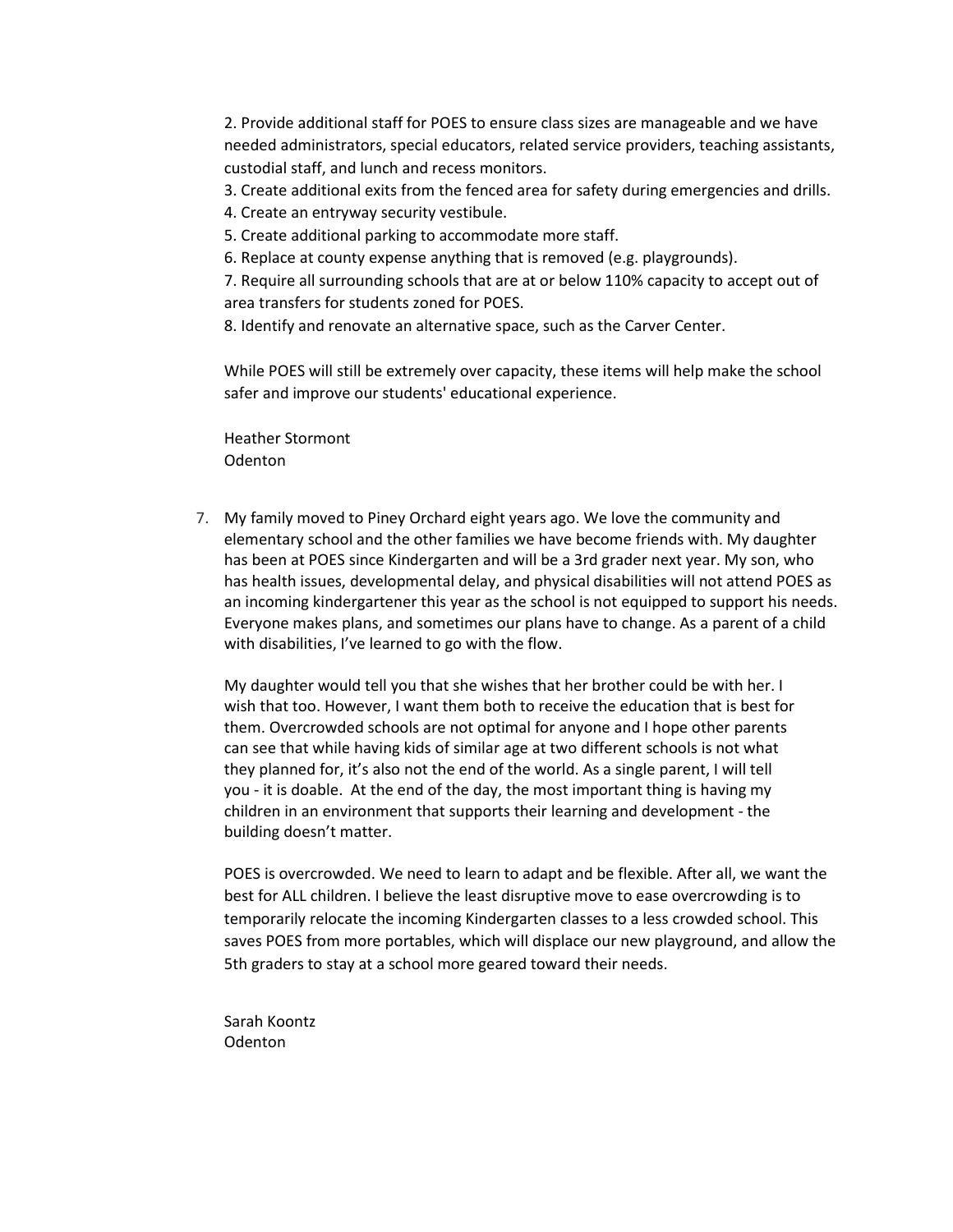2. Provide additional staff for POES to ensure class sizes are manageable and we have needed administrators, special educators, related service providers, teaching assistants, custodial staff, and lunch and recess monitors.
3. Create additional exits from the fenced area for safety during emergencies and drills.
4. Create an entryway security vestibule.
5. Create additional parking to accommodate more staff.
6. Replace at county expense anything that is removed (e.g. playgrounds).
7. Require all surrounding schools that are at or below 110% capacity to accept out of area transfers for students zoned for POES.
8. Identify and renovate an alternative space, such as the Carver Center.

While POES will still be extremely over capacity, these items will help make the school safer and improve our students' educational experience.

Heather Stormont
Odenton

7. My family moved to Piney Orchard eight years ago. We love the community and elementary school and the other families we have become friends with. My daughter has been at POES since Kindergarten and will be a 3rd grader next year. My son, who has health issues, developmental delay, and physical disabilities will not attend POES as an incoming kindergartener this year as the school is not equipped to support his needs. Everyone makes plans, and sometimes our plans have to change. As a parent of a child with disabilities, I've learned to go with the flow.

   My daughter would tell you that she wishes that her brother could be with her. I wish that too. However, I want them both to receive the education that is best for them. Overcrowded schools are not optimal for anyone and I hope other parents can see that while having kids of similar age at two different schools is not what they planned for, it's also not the end of the world. As a single parent, I will tell you - it is doable. At the end of the day, the most important thing is having my children in an environment that supports their learning and development - the building doesn't matter.

   POES is overcrowded. We need to learn to adapt and be flexible. After all, we want the best for ALL children. I believe the least disruptive move to ease overcrowding is to temporarily relocate the incoming Kindergarten classes to a less crowded school. This saves POES from more portables, which will displace our new playground, and allow the 5th graders to stay at a school more geared toward their needs.

   Sarah Koontz
   Odenton